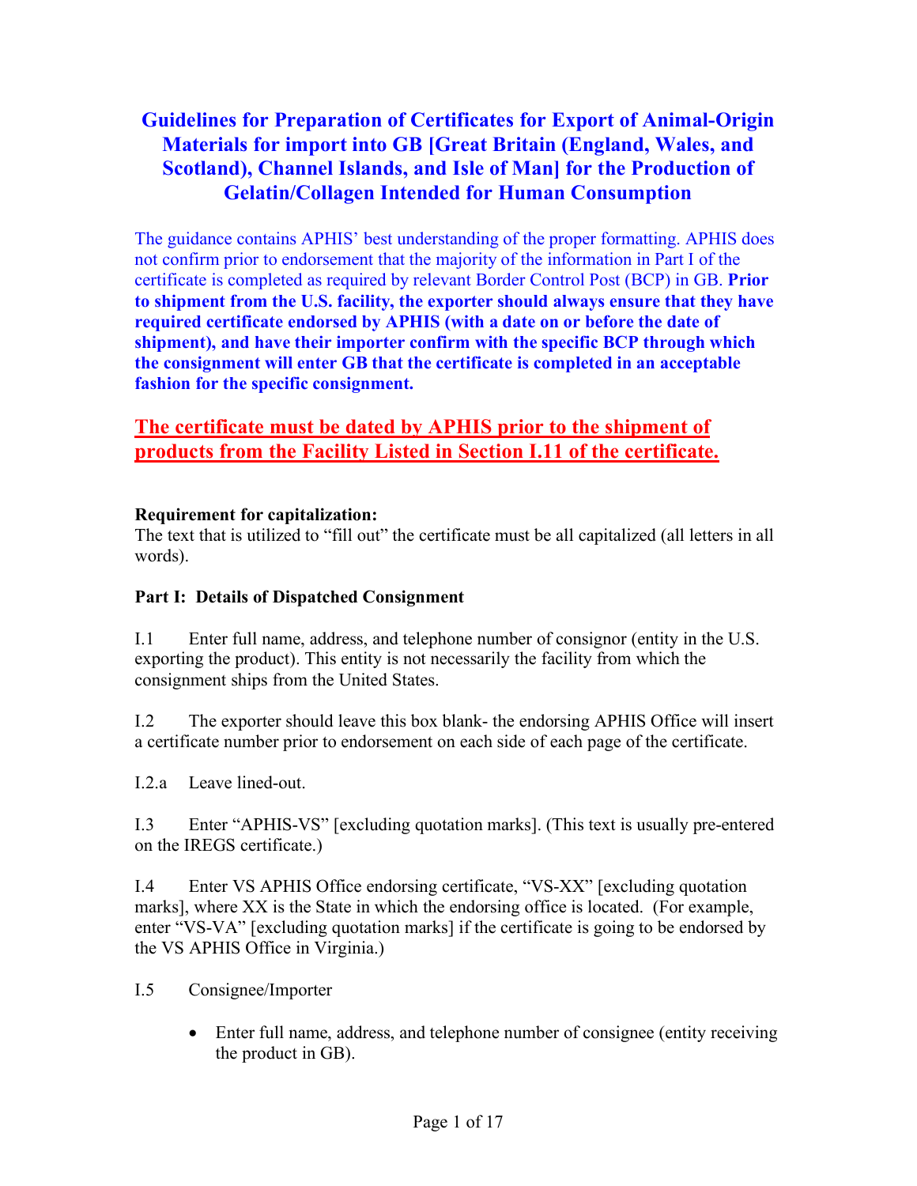# Guidelines for Preparation of Certificates for Export of Animal-Origin Materials for import into GB [Great Britain (England, Wales, and Scotland), Channel Islands, and Isle of Man] for the Production of Gelatin/Collagen Intended for Human Consumption

The guidance contains APHIS' best understanding of the proper formatting. APHIS does not confirm prior to endorsement that the majority of the information in Part I of the certificate is completed as required by relevant Border Control Post (BCP) in GB. **Prior to shipment from the U.S. facility, the exporter should always ensure that they have required certificate endorsed by APHIS (with a date on or before the date of shipment), and have their importer confirm with the specific BCP through which the consignment will enter GB that the certificate is completed in an acceptable fashion for the specific consignment.**

**The certificate must be dated by APHIS prior to the shipment of products from the Facility Listed in Section I.11 of the certificate.**

**Requirement for capitalization:**
The text that is utilized to "fill out" the certificate must be all capitalized (all letters in all words).

**Part I: Details of Dispatched Consignment**

I.1 Enter full name, address, and telephone number of consignor (entity in the U.S. exporting the product). This entity is not necessarily the facility from which the consignment ships from the United States.

I.2 The exporter should leave this box blank- the endorsing APHIS Office will insert a certificate number prior to endorsement on each side of each page of the certificate.

I.2.a Leave lined-out.

I.3 Enter "APHIS-VS" [excluding quotation marks]. (This text is usually pre-entered on the IREGS certificate.)

I.4 Enter VS APHIS Office endorsing certificate, "VS-XX" [excluding quotation marks], where XX is the State in which the endorsing office is located. (For example, enter "VS-VA" [excluding quotation marks] if the certificate is going to be endorsed by the VS APHIS Office in Virginia.)

I.5 Consignee/Importer

- Enter full name, address, and telephone number of consignee (entity receiving the product in GB).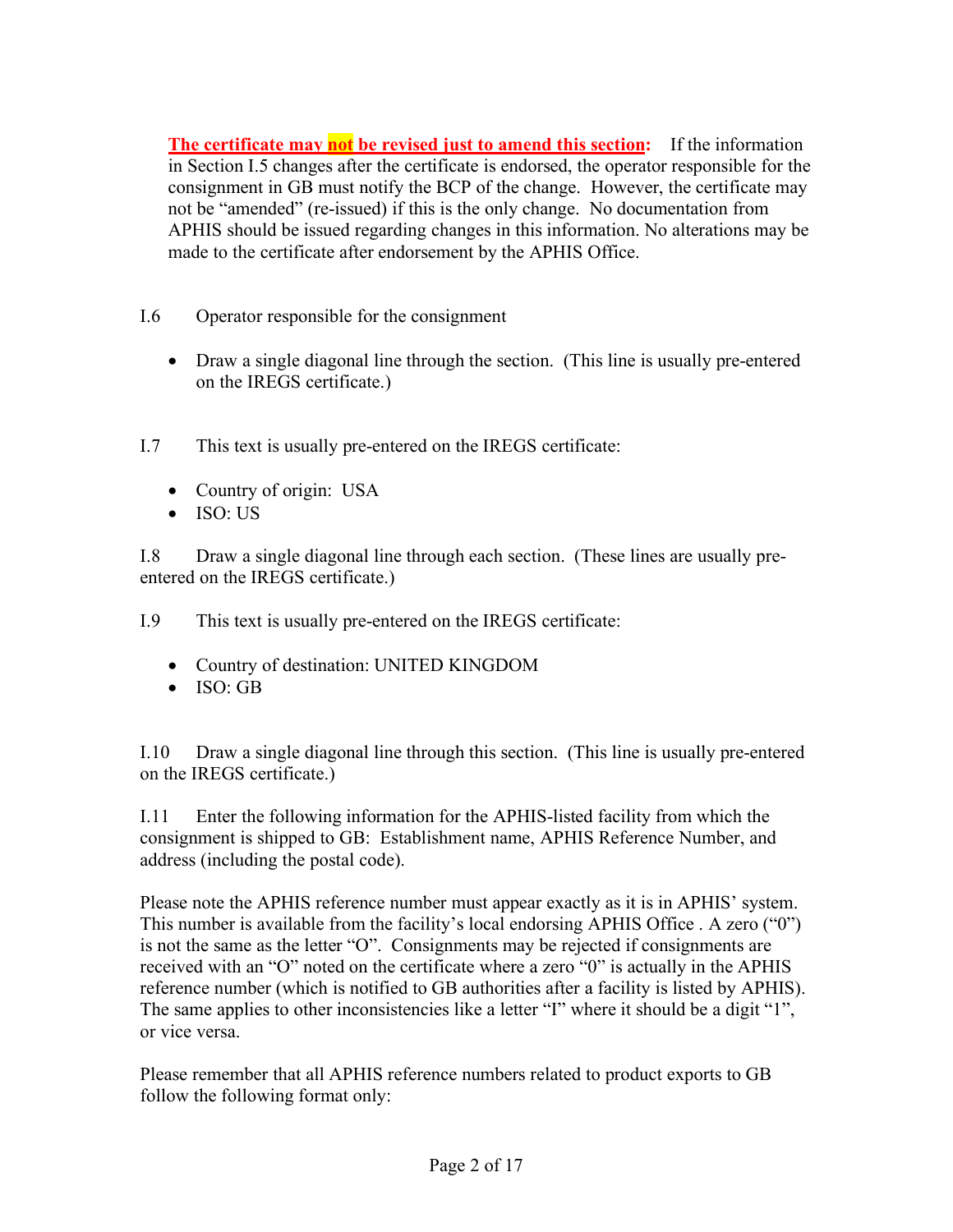**The certificate may not be revised just to amend this section:** If the information in Section I.5 changes after the certificate is endorsed, the operator responsible for the consignment in GB must notify the BCP of the change. However, the certificate may not be "amended" (re-issued) if this is the only change. No documentation from APHIS should be issued regarding changes in this information. No alterations may be made to the certificate after endorsement by the APHIS Office.

I.6 Operator responsible for the consignment

- Draw a single diagonal line through the section. (This line is usually pre-entered on the IREGS certificate.)

I.7 This text is usually pre-entered on the IREGS certificate:

- Country of origin: USA
- ISO: US

I.8 Draw a single diagonal line through each section. (These lines are usually pre-entered on the IREGS certificate.)

I.9 This text is usually pre-entered on the IREGS certificate:

- Country of destination: UNITED KINGDOM
- ISO: GB

I.10 Draw a single diagonal line through this section. (This line is usually pre-entered on the IREGS certificate.)

I.11 Enter the following information for the APHIS-listed facility from which the consignment is shipped to GB: Establishment name, APHIS Reference Number, and address (including the postal code).

Please note the APHIS reference number must appear exactly as it is in APHIS' system. This number is available from the facility's local endorsing APHIS Office . A zero ("0") is not the same as the letter "O". Consignments may be rejected if consignments are received with an "O" noted on the certificate where a zero "0" is actually in the APHIS reference number (which is notified to GB authorities after a facility is listed by APHIS). The same applies to other inconsistencies like a letter "I" where it should be a digit "1", or vice versa.

Please remember that all APHIS reference numbers related to product exports to GB follow the following format only: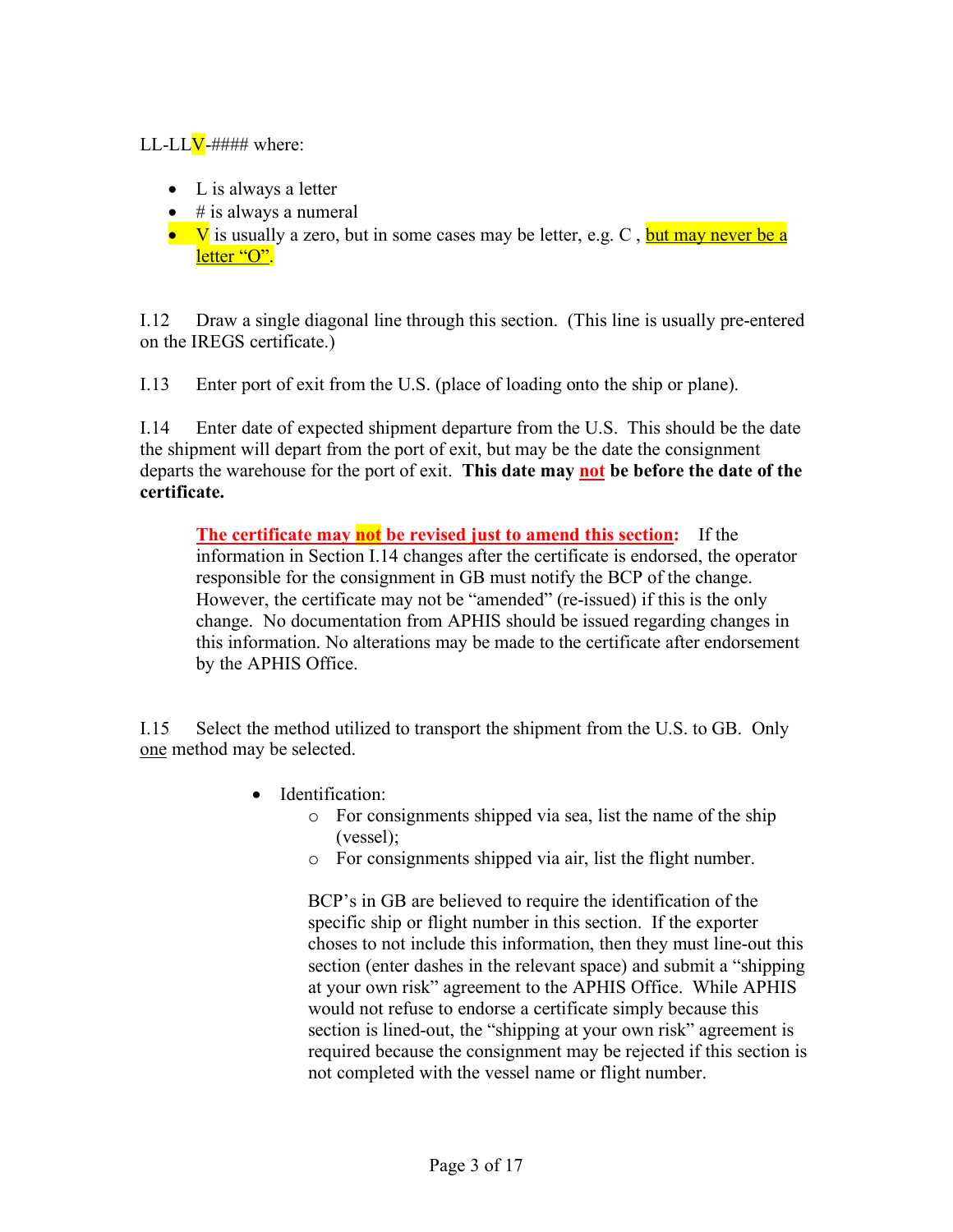LL-LLV-#### where:

- L is always a letter
- # is always a numeral
- V is usually a zero, but in some cases may be letter, e.g. C , but may never be a letter "O".

I.12 Draw a single diagonal line through this section. (This line is usually pre-entered on the IREGS certificate.)

I.13 Enter port of exit from the U.S. (place of loading onto the ship or plane).

I.14 Enter date of expected shipment departure from the U.S. This should be the date the shipment will depart from the port of exit, but may be the date the consignment departs the warehouse for the port of exit. **This date may not be before the date of the certificate.**

> **The certificate may not be revised just to amend this section:** If the information in Section I.14 changes after the certificate is endorsed, the operator responsible for the consignment in GB must notify the BCP of the change. However, the certificate may not be "amended" (re-issued) if this is the only change. No documentation from APHIS should be issued regarding changes in this information. No alterations may be made to the certificate after endorsement by the APHIS Office.

I.15 Select the method utilized to transport the shipment from the U.S. to GB. Only one method may be selected.

- Identification:
  - For consignments shipped via sea, list the name of the ship (vessel);
  - For consignments shipped via air, list the flight number.

  BCP's in GB are believed to require the identification of the specific ship or flight number in this section. If the exporter choses to not include this information, then they must line-out this section (enter dashes in the relevant space) and submit a "shipping at your own risk" agreement to the APHIS Office. While APHIS would not refuse to endorse a certificate simply because this section is lined-out, the "shipping at your own risk" agreement is required because the consignment may be rejected if this section is not completed with the vessel name or flight number.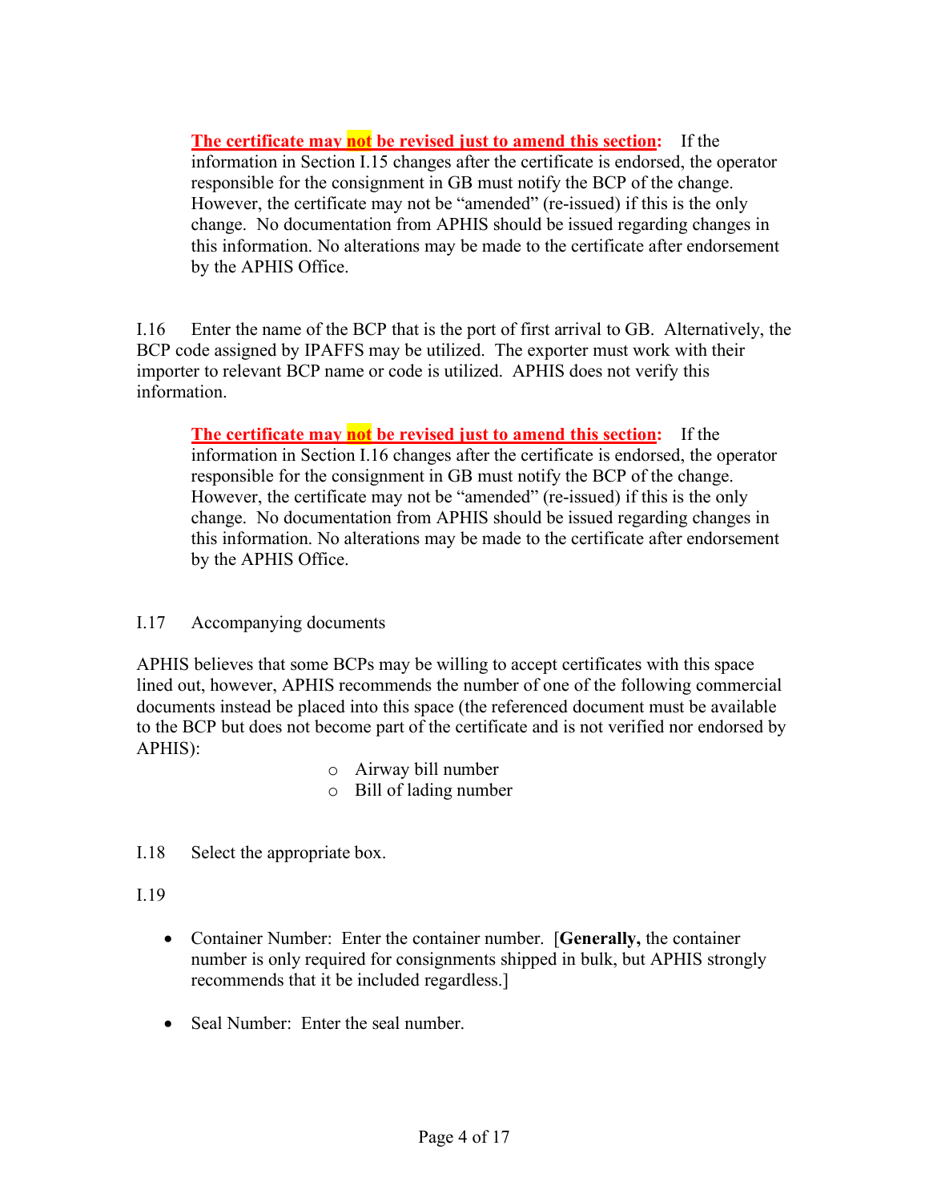**The certificate may not be revised just to amend this section:** If the information in Section I.15 changes after the certificate is endorsed, the operator responsible for the consignment in GB must notify the BCP of the change. However, the certificate may not be "amended" (re-issued) if this is the only change. No documentation from APHIS should be issued regarding changes in this information. No alterations may be made to the certificate after endorsement by the APHIS Office.

I.16 Enter the name of the BCP that is the port of first arrival to GB. Alternatively, the BCP code assigned by IPAFFS may be utilized. The exporter must work with their importer to relevant BCP name or code is utilized. APHIS does not verify this information.

**The certificate may not be revised just to amend this section:** If the information in Section I.16 changes after the certificate is endorsed, the operator responsible for the consignment in GB must notify the BCP of the change. However, the certificate may not be "amended" (re-issued) if this is the only change. No documentation from APHIS should be issued regarding changes in this information. No alterations may be made to the certificate after endorsement by the APHIS Office.

I.17 Accompanying documents

APHIS believes that some BCPs may be willing to accept certificates with this space lined out, however, APHIS recommends the number of one of the following commercial documents instead be placed into this space (the referenced document must be available to the BCP but does not become part of the certificate and is not verified nor endorsed by APHIS):

- Airway bill number
- Bill of lading number

I.18 Select the appropriate box.

I.19

- Container Number: Enter the container number. [**Generally,** the container number is only required for consignments shipped in bulk, but APHIS strongly recommends that it be included regardless.]
- Seal Number: Enter the seal number.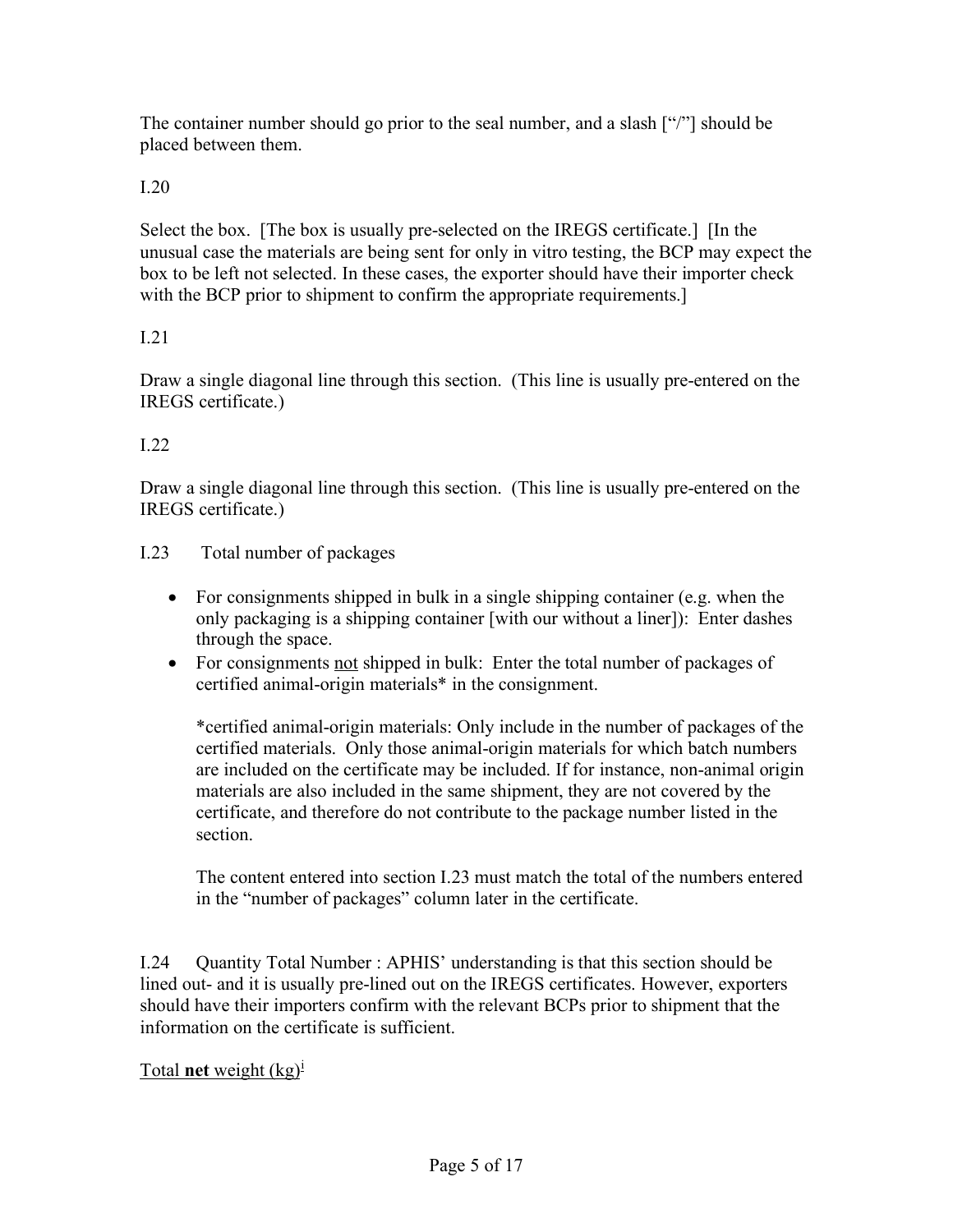The container number should go prior to the seal number, and a slash ["/"] should be placed between them.

I.20

Select the box. [The box is usually pre-selected on the IREGS certificate.] [In the unusual case the materials are being sent for only in vitro testing, the BCP may expect the box to be left not selected. In these cases, the exporter should have their importer check with the BCP prior to shipment to confirm the appropriate requirements.]

I.21

Draw a single diagonal line through this section. (This line is usually pre-entered on the IREGS certificate.)

I.22

Draw a single diagonal line through this section. (This line is usually pre-entered on the IREGS certificate.)

I.23 Total number of packages

- For consignments shipped in bulk in a single shipping container (e.g. when the only packaging is a shipping container [with our without a liner]): Enter dashes through the space.
- For consignments <u>not</u> shipped in bulk: Enter the total number of packages of certified animal-origin materials* in the consignment.

  *certified animal-origin materials: Only include in the number of packages of the certified materials. Only those animal-origin materials for which batch numbers are included on the certificate may be included. If for instance, non-animal origin materials are also included in the same shipment, they are not covered by the certificate, and therefore do not contribute to the package number listed in the section.

  The content entered into section I.23 must match the total of the numbers entered in the "number of packages" column later in the certificate.

I.24 Quantity Total Number : APHIS' understanding is that this section should be lined out- and it is usually pre-lined out on the IREGS certificates. However, exporters should have their importers confirm with the relevant BCPs prior to shipment that the information on the certificate is sufficient.

<u>Total **net** weight (kg)</u>[i]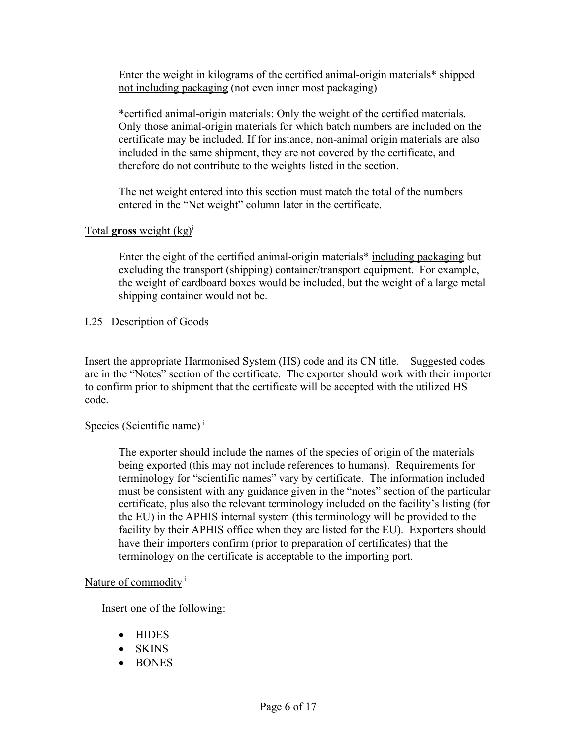Enter the weight in kilograms of the certified animal-origin materials* shipped not including packaging (not even inner most packaging)

*certified animal-origin materials: Only the weight of the certified materials. Only those animal-origin materials for which batch numbers are included on the certificate may be included. If for instance, non-animal origin materials are also included in the same shipment, they are not covered by the certificate, and therefore do not contribute to the weights listed in the section.

The net weight entered into this section must match the total of the numbers entered in the "Net weight" column later in the certificate.

Total **gross** weight (kg)[i]

Enter the eight of the certified animal-origin materials* including packaging but excluding the transport (shipping) container/transport equipment. For example, the weight of cardboard boxes would be included, but the weight of a large metal shipping container would not be.

I.25 Description of Goods

Insert the appropriate Harmonised System (HS) code and its CN title. Suggested codes are in the "Notes" section of the certificate. The exporter should work with their importer to confirm prior to shipment that the certificate will be accepted with the utilized HS code.

Species (Scientific name)[i]

The exporter should include the names of the species of origin of the materials being exported (this may not include references to humans). Requirements for terminology for "scientific names" vary by certificate. The information included must be consistent with any guidance given in the "notes" section of the particular certificate, plus also the relevant terminology included on the facility's listing (for the EU) in the APHIS internal system (this terminology will be provided to the facility by their APHIS office when they are listed for the EU). Exporters should have their importers confirm (prior to preparation of certificates) that the terminology on the certificate is acceptable to the importing port.

Nature of commodity[i]

Insert one of the following:

- HIDES
- SKINS
- BONES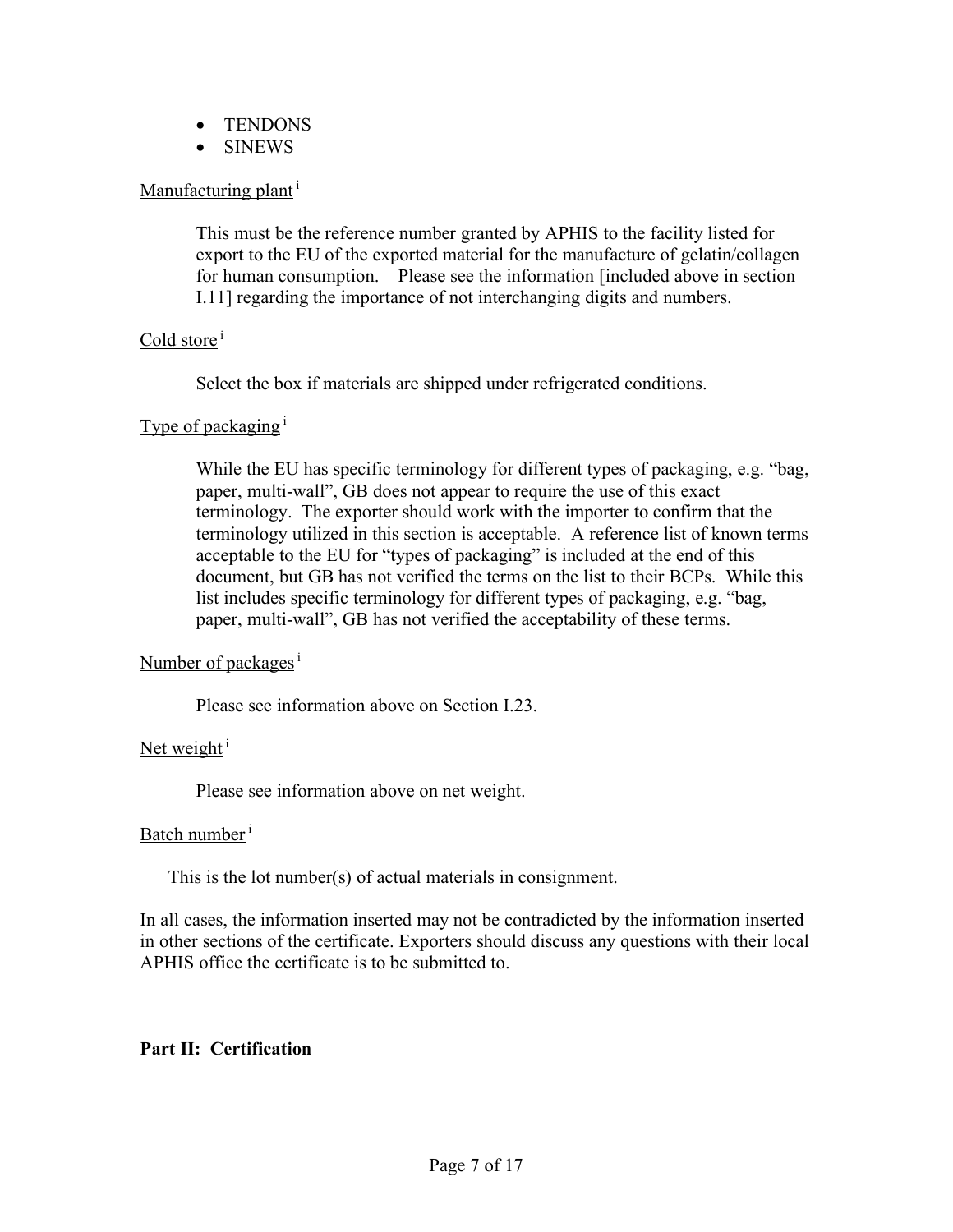- TENDONS
- SINEWS

Manufacturing plant [i]

> This must be the reference number granted by APHIS to the facility listed for export to the EU of the exported material for the manufacture of gelatin/collagen for human consumption. Please see the information [included above in section I.11] regarding the importance of not interchanging digits and numbers.

Cold store [i]

> Select the box if materials are shipped under refrigerated conditions.

Type of packaging [i]

> While the EU has specific terminology for different types of packaging, e.g. "bag, paper, multi-wall", GB does not appear to require the use of this exact terminology. The exporter should work with the importer to confirm that the terminology utilized in this section is acceptable. A reference list of known terms acceptable to the EU for "types of packaging" is included at the end of this document, but GB has not verified the terms on the list to their BCPs. While this list includes specific terminology for different types of packaging, e.g. "bag, paper, multi-wall", GB has not verified the acceptability of these terms.

Number of packages [i]

> Please see information above on Section I.23.

Net weight [i]

> Please see information above on net weight.

Batch number [i]

> This is the lot number(s) of actual materials in consignment.

In all cases, the information inserted may not be contradicted by the information inserted in other sections of the certificate. Exporters should discuss any questions with their local APHIS office the certificate is to be submitted to.

**Part II: Certification**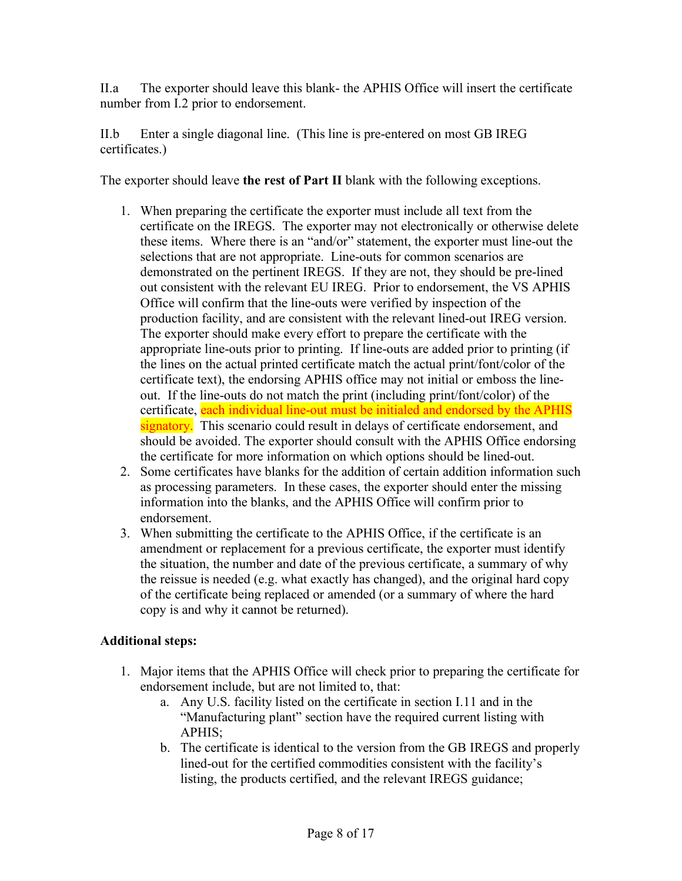II.a The exporter should leave this blank- the APHIS Office will insert the certificate number from I.2 prior to endorsement.

II.b Enter a single diagonal line. (This line is pre-entered on most GB IREG certificates.)

The exporter should leave **the rest of Part II** blank with the following exceptions.

1. When preparing the certificate the exporter must include all text from the certificate on the IREGS. The exporter may not electronically or otherwise delete these items. Where there is an "and/or" statement, the exporter must line-out the selections that are not appropriate. Line-outs for common scenarios are demonstrated on the pertinent IREGS. If they are not, they should be pre-lined out consistent with the relevant EU IREG. Prior to endorsement, the VS APHIS Office will confirm that the line-outs were verified by inspection of the production facility, and are consistent with the relevant lined-out IREG version. The exporter should make every effort to prepare the certificate with the appropriate line-outs prior to printing. If line-outs are added prior to printing (if the lines on the actual printed certificate match the actual print/font/color of the certificate text), the endorsing APHIS office may not initial or emboss the line-out. If the line-outs do not match the print (including print/font/color) of the certificate, each individual line-out must be initialed and endorsed by the APHIS signatory. This scenario could result in delays of certificate endorsement, and should be avoided. The exporter should consult with the APHIS Office endorsing the certificate for more information on which options should be lined-out.
2. Some certificates have blanks for the addition of certain addition information such as processing parameters. In these cases, the exporter should enter the missing information into the blanks, and the APHIS Office will confirm prior to endorsement.
3. When submitting the certificate to the APHIS Office, if the certificate is an amendment or replacement for a previous certificate, the exporter must identify the situation, the number and date of the previous certificate, a summary of why the reissue is needed (e.g. what exactly has changed), and the original hard copy of the certificate being replaced or amended (or a summary of where the hard copy is and why it cannot be returned).

**Additional steps:**

1. Major items that the APHIS Office will check prior to preparing the certificate for endorsement include, but are not limited to, that:
   a. Any U.S. facility listed on the certificate in section I.11 and in the "Manufacturing plant" section have the required current listing with APHIS;
   b. The certificate is identical to the version from the GB IREGS and properly lined-out for the certified commodities consistent with the facility's listing, the products certified, and the relevant IREGS guidance;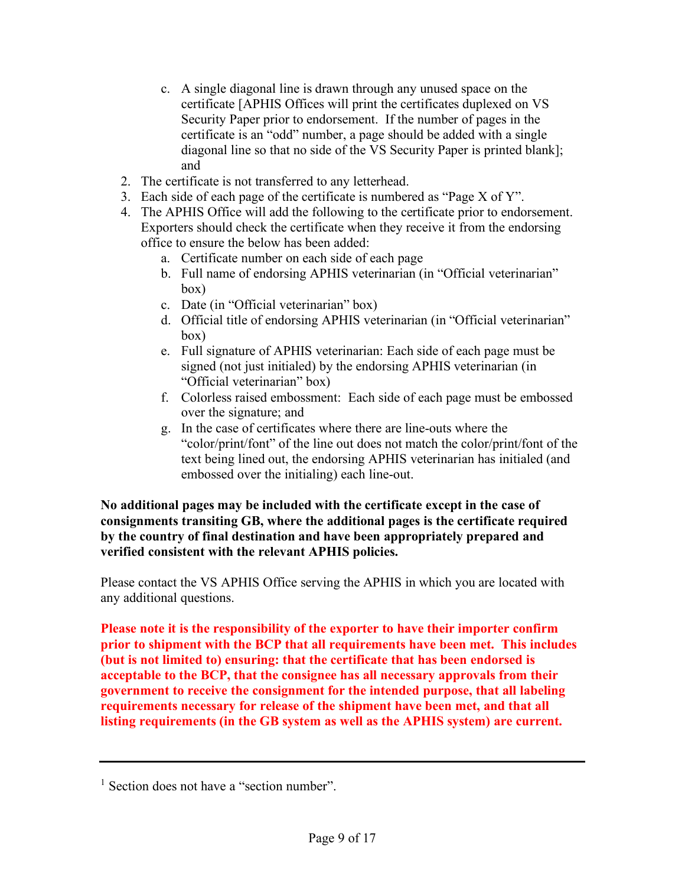c. A single diagonal line is drawn through any unused space on the certificate [APHIS Offices will print the certificates duplexed on VS Security Paper prior to endorsement. If the number of pages in the certificate is an "odd" number, a page should be added with a single diagonal line so that no side of the VS Security Paper is printed blank]; and

2. The certificate is not transferred to any letterhead.
3. Each side of each page of the certificate is numbered as "Page X of Y".
4. The APHIS Office will add the following to the certificate prior to endorsement. Exporters should check the certificate when they receive it from the endorsing office to ensure the below has been added:
   a. Certificate number on each side of each page
   b. Full name of endorsing APHIS veterinarian (in "Official veterinarian" box)
   c. Date (in "Official veterinarian" box)
   d. Official title of endorsing APHIS veterinarian (in "Official veterinarian" box)
   e. Full signature of APHIS veterinarian: Each side of each page must be signed (not just initialed) by the endorsing APHIS veterinarian (in "Official veterinarian" box)
   f. Colorless raised embossment: Each side of each page must be embossed over the signature; and
   g. In the case of certificates where there are line-outs where the "color/print/font" of the line out does not match the color/print/font of the text being lined out, the endorsing APHIS veterinarian has initialed (and embossed over the initialing) each line-out.

**No additional pages may be included with the certificate except in the case of consignments transiting GB, where the additional pages is the certificate required by the country of final destination and have been appropriately prepared and verified consistent with the relevant APHIS policies.**

Please contact the VS APHIS Office serving the APHIS in which you are located with any additional questions.

**Please note it is the responsibility of the exporter to have their importer confirm prior to shipment with the BCP that all requirements have been met. This includes (but is not limited to) ensuring: that the certificate that has been endorsed is acceptable to the BCP, that the consignee has all necessary approvals from their government to receive the consignment for the intended purpose, that all labeling requirements necessary for release of the shipment have been met, and that all listing requirements (in the GB system as well as the APHIS system) are current.**

---

[1] Section does not have a "section number".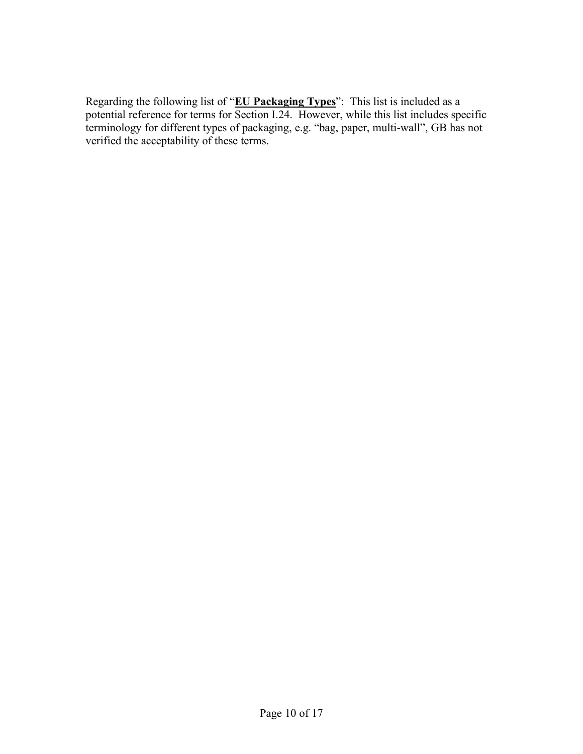Regarding the following list of "**<u>EU Packaging Types</u>**": This list is included as a potential reference for terms for Section I.24. However, while this list includes specific terminology for different types of packaging, e.g. "bag, paper, multi-wall", GB has not verified the acceptability of these terms.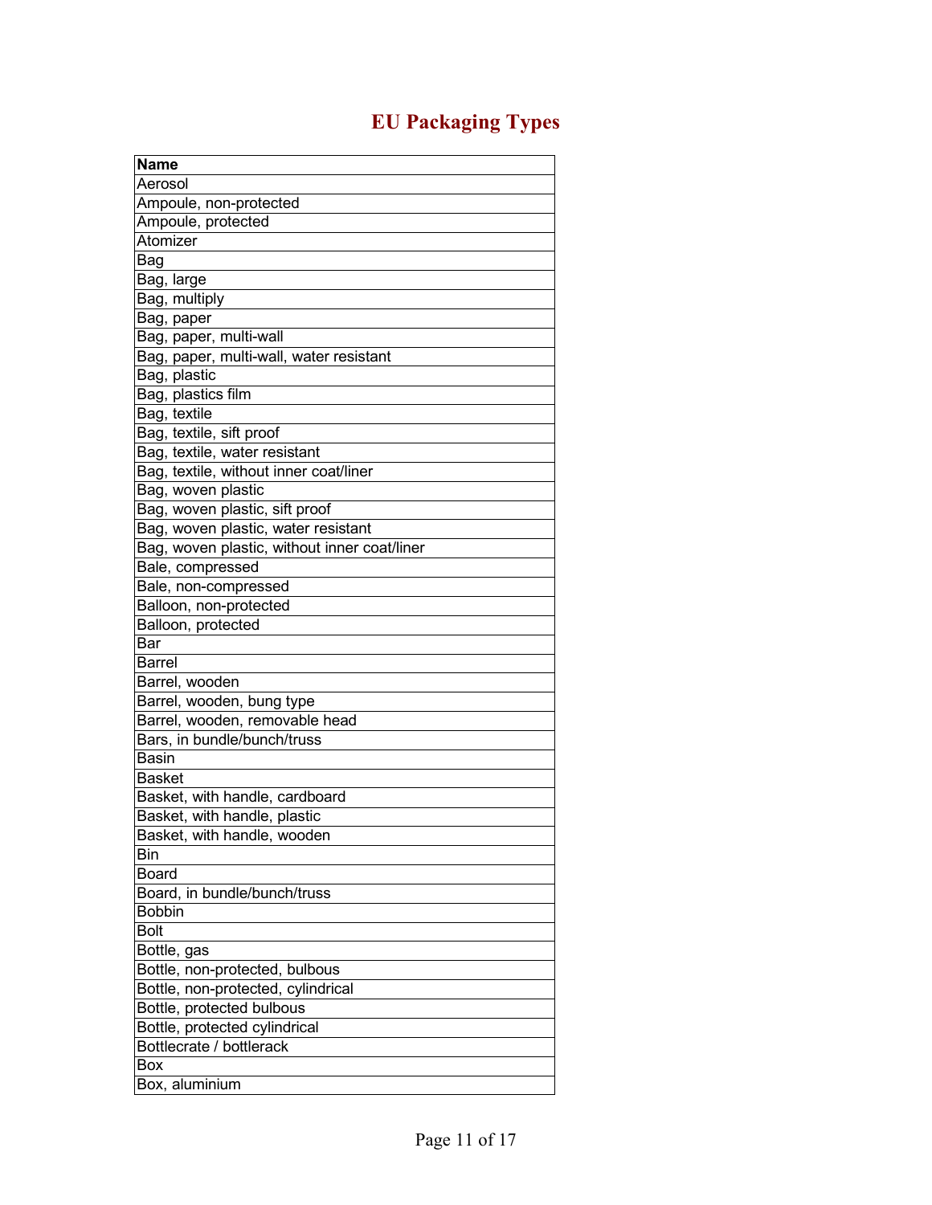# EU Packaging Types

| Name |
| --- |
| Aerosol |
| Ampoule, non-protected |
| Ampoule, protected |
| Atomizer |
| Bag |
| Bag, large |
| Bag, multiply |
| Bag, paper |
| Bag, paper, multi-wall |
| Bag, paper, multi-wall, water resistant |
| Bag, plastic |
| Bag, plastics film |
| Bag, textile |
| Bag, textile, sift proof |
| Bag, textile, water resistant |
| Bag, textile, without inner coat/liner |
| Bag, woven plastic |
| Bag, woven plastic, sift proof |
| Bag, woven plastic, water resistant |
| Bag, woven plastic, without inner coat/liner |
| Bale, compressed |
| Bale, non-compressed |
| Balloon, non-protected |
| Balloon, protected |
| Bar |
| Barrel |
| Barrel, wooden |
| Barrel, wooden, bung type |
| Barrel, wooden, removable head |
| Bars, in bundle/bunch/truss |
| Basin |
| Basket |
| Basket, with handle, cardboard |
| Basket, with handle, plastic |
| Basket, with handle, wooden |
| Bin |
| Board |
| Board, in bundle/bunch/truss |
| Bobbin |
| Bolt |
| Bottle, gas |
| Bottle, non-protected, bulbous |
| Bottle, non-protected, cylindrical |
| Bottle, protected bulbous |
| Bottle, protected cylindrical |
| Bottlecrate / bottlerack |
| Box |
| Box, aluminium |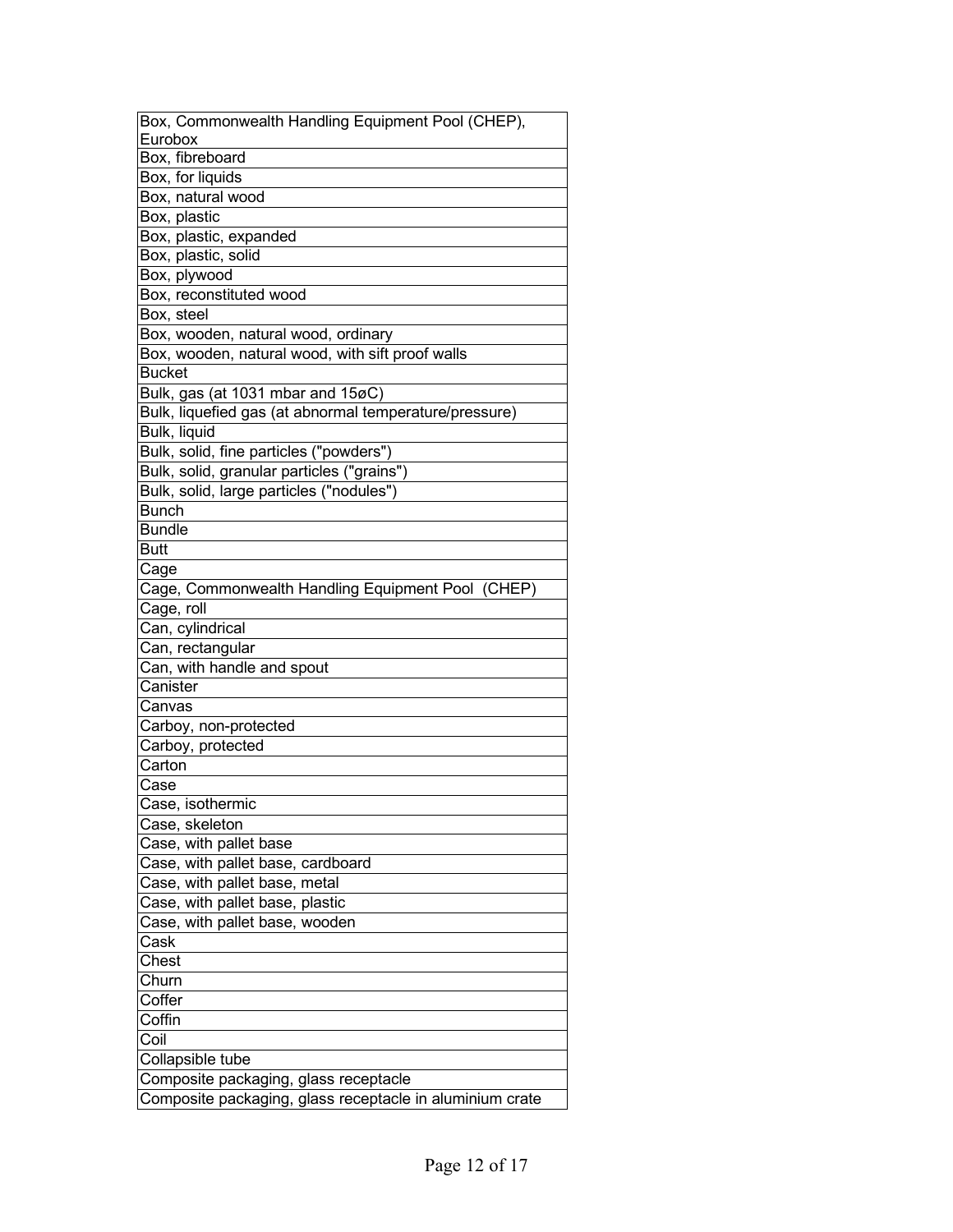| |
|---|
| Box, Commonwealth Handling Equipment Pool (CHEP), Eurobox |
| Box, fibreboard |
| Box, for liquids |
| Box, natural wood |
| Box, plastic |
| Box, plastic, expanded |
| Box, plastic, solid |
| Box, plywood |
| Box, reconstituted wood |
| Box, steel |
| Box, wooden, natural wood, ordinary |
| Box, wooden, natural wood, with sift proof walls |
| Bucket |
| Bulk, gas (at 1031 mbar and 15øC) |
| Bulk, liquefied gas (at abnormal temperature/pressure) |
| Bulk, liquid |
| Bulk, solid, fine particles ("powders") |
| Bulk, solid, granular particles ("grains") |
| Bulk, solid, large particles ("nodules") |
| Bunch |
| Bundle |
| Butt |
| Cage |
| Cage, Commonwealth Handling Equipment Pool (CHEP) |
| Cage, roll |
| Can, cylindrical |
| Can, rectangular |
| Can, with handle and spout |
| Canister |
| Canvas |
| Carboy, non-protected |
| Carboy, protected |
| Carton |
| Case |
| Case, isothermic |
| Case, skeleton |
| Case, with pallet base |
| Case, with pallet base, cardboard |
| Case, with pallet base, metal |
| Case, with pallet base, plastic |
| Case, with pallet base, wooden |
| Cask |
| Chest |
| Churn |
| Coffer |
| Coffin |
| Coil |
| Collapsible tube |
| Composite packaging, glass receptacle |
| Composite packaging, glass receptacle in aluminium crate |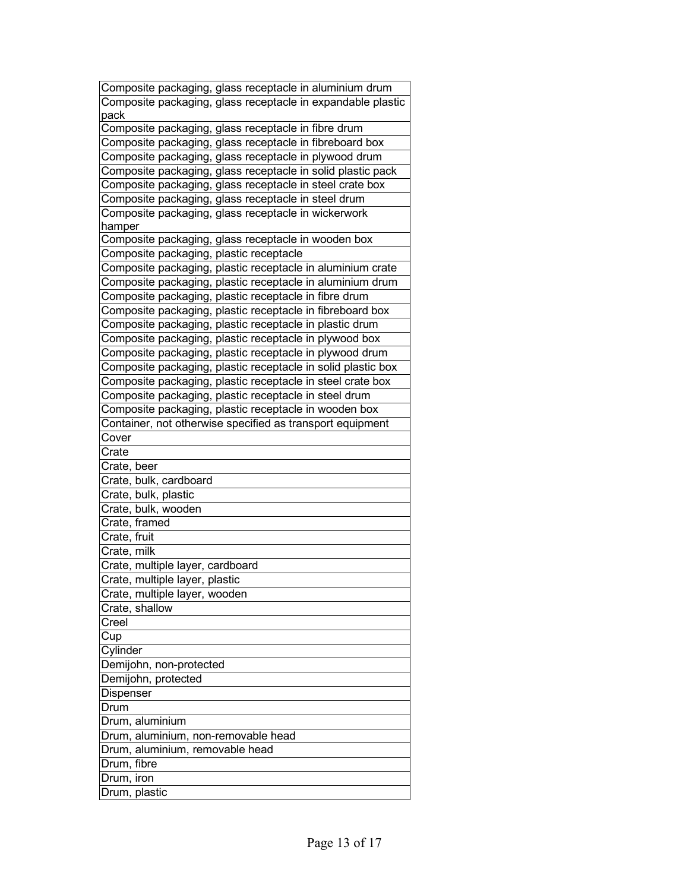| |
|---|
| Composite packaging, glass receptacle in aluminium drum |
| Composite packaging, glass receptacle in expandable plastic pack |
| Composite packaging, glass receptacle in fibre drum |
| Composite packaging, glass receptacle in fibreboard box |
| Composite packaging, glass receptacle in plywood drum |
| Composite packaging, glass receptacle in solid plastic pack |
| Composite packaging, glass receptacle in steel crate box |
| Composite packaging, glass receptacle in steel drum |
| Composite packaging, glass receptacle in wickerwork hamper |
| Composite packaging, glass receptacle in wooden box |
| Composite packaging, plastic receptacle |
| Composite packaging, plastic receptacle in aluminium crate |
| Composite packaging, plastic receptacle in aluminium drum |
| Composite packaging, plastic receptacle in fibre drum |
| Composite packaging, plastic receptacle in fibreboard box |
| Composite packaging, plastic receptacle in plastic drum |
| Composite packaging, plastic receptacle in plywood box |
| Composite packaging, plastic receptacle in plywood drum |
| Composite packaging, plastic receptacle in solid plastic box |
| Composite packaging, plastic receptacle in steel crate box |
| Composite packaging, plastic receptacle in steel drum |
| Composite packaging, plastic receptacle in wooden box |
| Container, not otherwise specified as transport equipment |
| Cover |
| Crate |
| Crate, beer |
| Crate, bulk, cardboard |
| Crate, bulk, plastic |
| Crate, bulk, wooden |
| Crate, framed |
| Crate, fruit |
| Crate, milk |
| Crate, multiple layer, cardboard |
| Crate, multiple layer, plastic |
| Crate, multiple layer, wooden |
| Crate, shallow |
| Creel |
| Cup |
| Cylinder |
| Demijohn, non-protected |
| Demijohn, protected |
| Dispenser |
| Drum |
| Drum, aluminium |
| Drum, aluminium, non-removable head |
| Drum, aluminium, removable head |
| Drum, fibre |
| Drum, iron |
| Drum, plastic |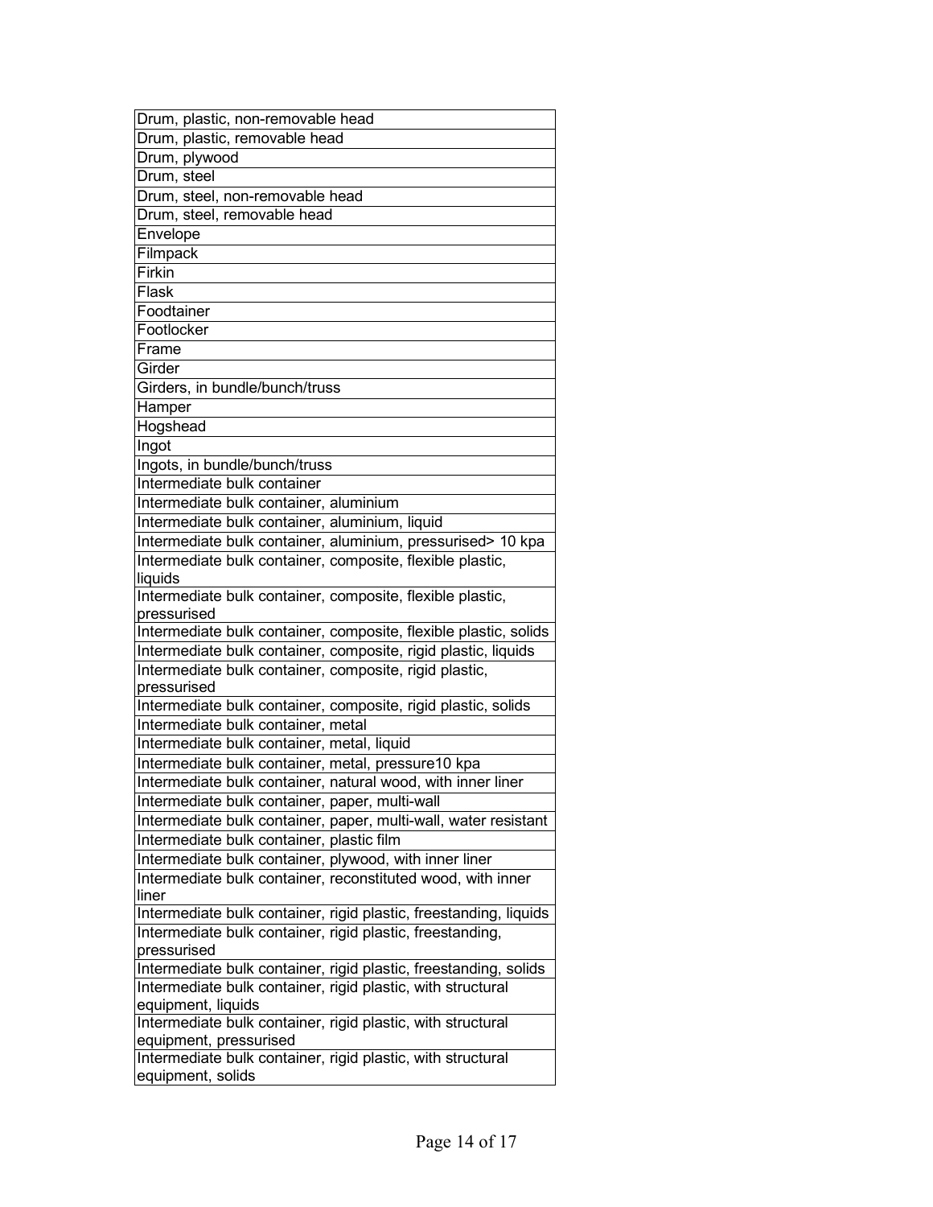| |
|---|
| Drum, plastic, non-removable head |
| Drum, plastic, removable head |
| Drum, plywood |
| Drum, steel |
| Drum, steel, non-removable head |
| Drum, steel, removable head |
| Envelope |
| Filmpack |
| Firkin |
| Flask |
| Foodtainer |
| Footlocker |
| Frame |
| Girder |
| Girders, in bundle/bunch/truss |
| Hamper |
| Hogshead |
| Ingot |
| Ingots, in bundle/bunch/truss |
| Intermediate bulk container |
| Intermediate bulk container, aluminium |
| Intermediate bulk container, aluminium, liquid |
| Intermediate bulk container, aluminium, pressurised> 10 kpa |
| Intermediate bulk container, composite, flexible plastic, liquids |
| Intermediate bulk container, composite, flexible plastic, pressurised |
| Intermediate bulk container, composite, flexible plastic, solids |
| Intermediate bulk container, composite, rigid plastic, liquids |
| Intermediate bulk container, composite, rigid plastic, pressurised |
| Intermediate bulk container, composite, rigid plastic, solids |
| Intermediate bulk container, metal |
| Intermediate bulk container, metal, liquid |
| Intermediate bulk container, metal, pressure10 kpa |
| Intermediate bulk container, natural wood, with inner liner |
| Intermediate bulk container, paper, multi-wall |
| Intermediate bulk container, paper, multi-wall, water resistant |
| Intermediate bulk container, plastic film |
| Intermediate bulk container, plywood, with inner liner |
| Intermediate bulk container, reconstituted wood, with inner liner |
| Intermediate bulk container, rigid plastic, freestanding, liquids |
| Intermediate bulk container, rigid plastic, freestanding, pressurised |
| Intermediate bulk container, rigid plastic, freestanding, solids |
| Intermediate bulk container, rigid plastic, with structural equipment, liquids |
| Intermediate bulk container, rigid plastic, with structural equipment, pressurised |
| Intermediate bulk container, rigid plastic, with structural equipment, solids |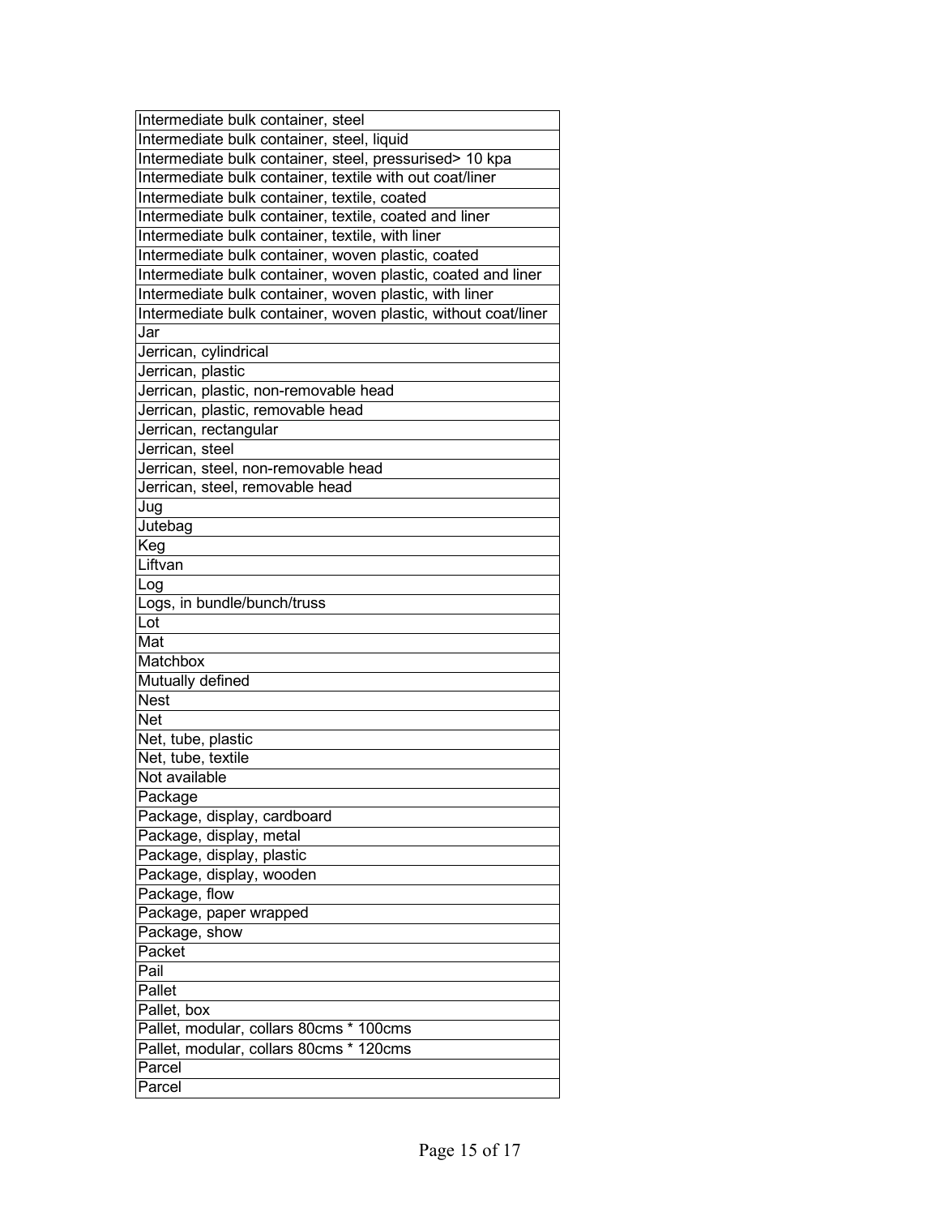| Intermediate bulk container, steel |
|---|
| Intermediate bulk container, steel, liquid |
| Intermediate bulk container, steel, pressurised> 10 kpa |
| Intermediate bulk container, textile with out coat/liner |
| Intermediate bulk container, textile, coated |
| Intermediate bulk container, textile, coated and liner |
| Intermediate bulk container, textile, with liner |
| Intermediate bulk container, woven plastic, coated |
| Intermediate bulk container, woven plastic, coated and liner |
| Intermediate bulk container, woven plastic, with liner |
| Intermediate bulk container, woven plastic, without coat/liner |
| Jar |
| Jerrican, cylindrical |
| Jerrican, plastic |
| Jerrican, plastic, non-removable head |
| Jerrican, plastic, removable head |
| Jerrican, rectangular |
| Jerrican, steel |
| Jerrican, steel, non-removable head |
| Jerrican, steel, removable head |
| Jug |
| Jutebag |
| Keg |
| Liftvan |
| Log |
| Logs, in bundle/bunch/truss |
| Lot |
| Mat |
| Matchbox |
| Mutually defined |
| Nest |
| Net |
| Net, tube, plastic |
| Net, tube, textile |
| Not available |
| Package |
| Package, display, cardboard |
| Package, display, metal |
| Package, display, plastic |
| Package, display, wooden |
| Package, flow |
| Package, paper wrapped |
| Package, show |
| Packet |
| Pail |
| Pallet |
| Pallet, box |
| Pallet, modular, collars 80cms * 100cms |
| Pallet, modular, collars 80cms * 120cms |
| Parcel |
| Parcel |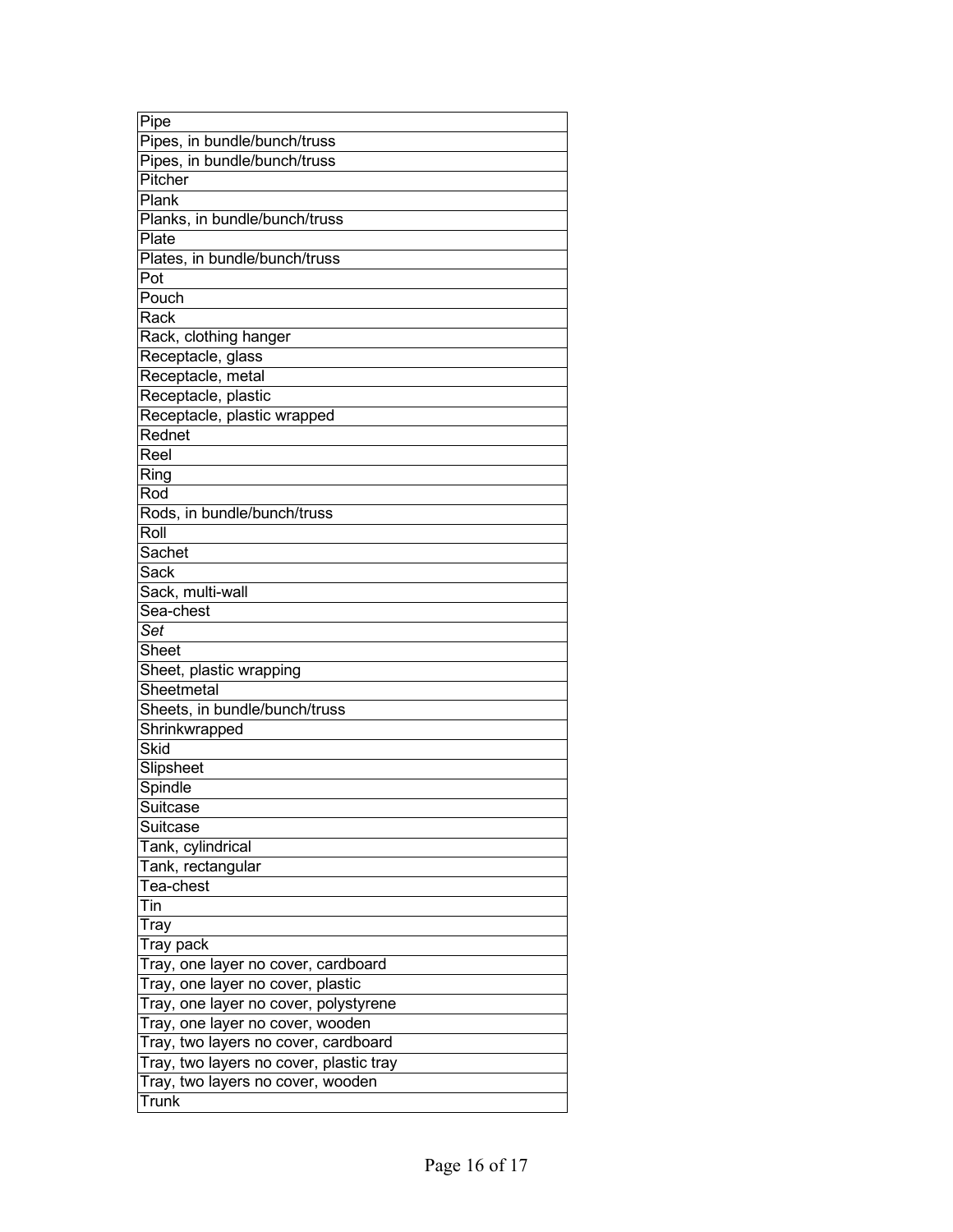| Pipe |
| --- |
| Pipes, in bundle/bunch/truss |
| Pipes, in bundle/bunch/truss |
| Pitcher |
| Plank |
| Planks, in bundle/bunch/truss |
| Plate |
| Plates, in bundle/bunch/truss |
| Pot |
| Pouch |
| Rack |
| Rack, clothing hanger |
| Receptacle, glass |
| Receptacle, metal |
| Receptacle, plastic |
| Receptacle, plastic wrapped |
| Rednet |
| Reel |
| Ring |
| Rod |
| Rods, in bundle/bunch/truss |
| Roll |
| Sachet |
| Sack |
| Sack, multi-wall |
| Sea-chest |
| *Set* |
| Sheet |
| Sheet, plastic wrapping |
| Sheetmetal |
| Sheets, in bundle/bunch/truss |
| Shrinkwrapped |
| Skid |
| Slipsheet |
| Spindle |
| Suitcase |
| Suitcase |
| Tank, cylindrical |
| Tank, rectangular |
| Tea-chest |
| Tin |
| Tray |
| Tray pack |
| Tray, one layer no cover, cardboard |
| Tray, one layer no cover, plastic |
| Tray, one layer no cover, polystyrene |
| Tray, one layer no cover, wooden |
| Tray, two layers no cover, cardboard |
| Tray, two layers no cover, plastic tray |
| Tray, two layers no cover, wooden |
| Trunk |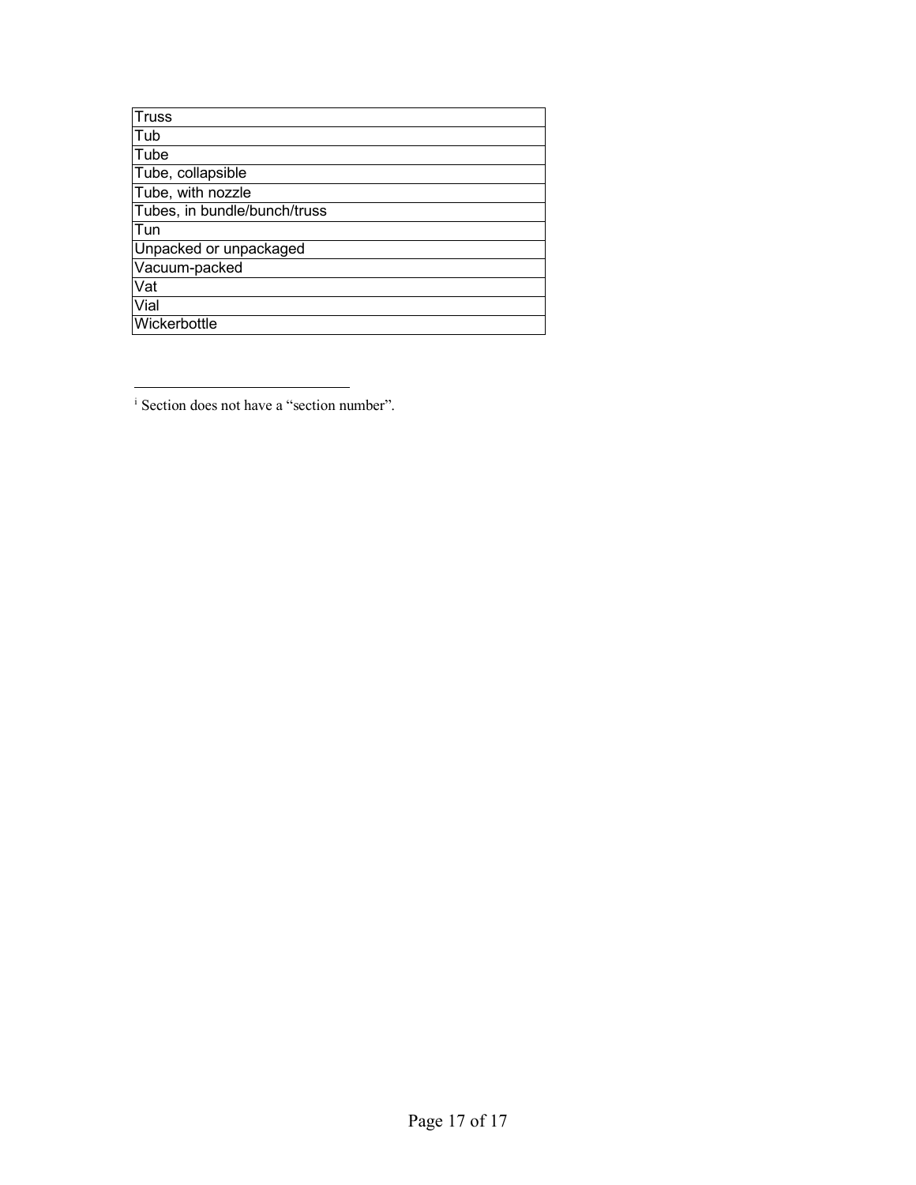| |
|---|
| Truss |
| Tub |
| Tube |
| Tube, collapsible |
| Tube, with nozzle |
| Tubes, in bundle/bunch/truss |
| Tun |
| Unpacked or unpackaged |
| Vacuum-packed |
| Vat |
| Vial |
| Wickerbottle |

---

[i] Section does not have a "section number".